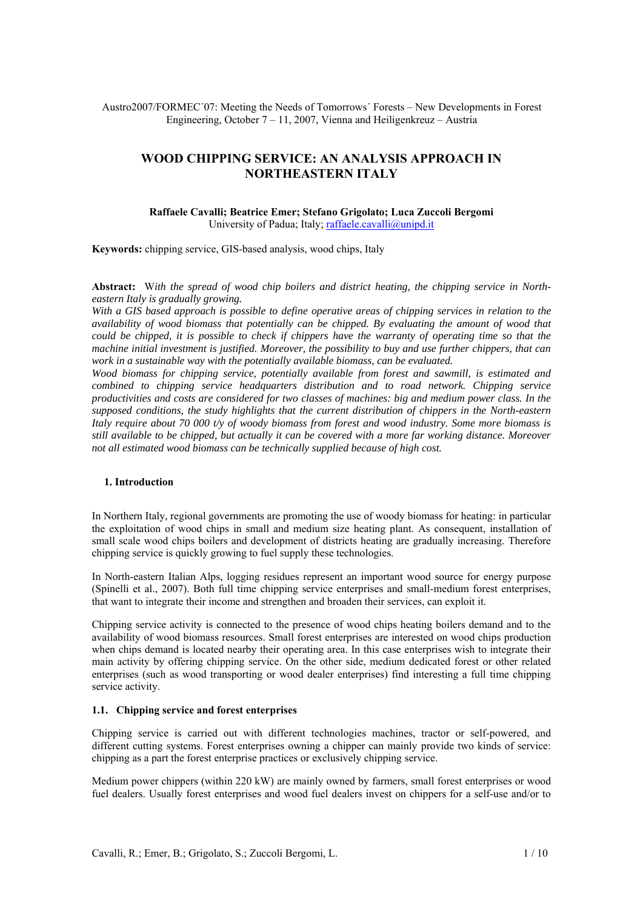Austro2007/FORMEC´07: Meeting the Needs of Tomorrows´ Forests – New Developments in Forest Engineering, October 7 – 11, 2007, Vienna and Heiligenkreuz – Austria

# WOOD CHIPPING SERVICE: AN ANALYSIS APPROACH IN NORTHEASTERN ITALY

**Raffaele Cavalli; Beatrice Emer; Stefano Grigolato; Luca Zuccoli Bergomi**
University of Padua; Italy; raffaele.cavalli@unipd.it

**Keywords:** chipping service, GIS-based analysis, wood chips, Italy

**Abstract:** *With the spread of wood chip boilers and district heating, the chipping service in North-eastern Italy is gradually growing.*

*With a GIS based approach is possible to define operative areas of chipping services in relation to the availability of wood biomass that potentially can be chipped. By evaluating the amount of wood that could be chipped, it is possible to check if chippers have the warranty of operating time so that the machine initial investment is justified. Moreover, the possibility to buy and use further chippers, that can work in a sustainable way with the potentially available biomass, can be evaluated.*

*Wood biomass for chipping service, potentially available from forest and sawmill, is estimated and combined to chipping service headquarters distribution and to road network. Chipping service productivities and costs are considered for two classes of machines: big and medium power class. In the supposed conditions, the study highlights that the current distribution of chippers in the North-eastern Italy require about 70 000 t/y of woody biomass from forest and wood industry. Some more biomass is still available to be chipped, but actually it can be covered with a more far working distance. Moreover not all estimated wood biomass can be technically supplied because of high cost.*

## 1. Introduction

In Northern Italy, regional governments are promoting the use of woody biomass for heating: in particular the exploitation of wood chips in small and medium size heating plant. As consequent, installation of small scale wood chips boilers and development of districts heating are gradually increasing. Therefore chipping service is quickly growing to fuel supply these technologies.

In North-eastern Italian Alps, logging residues represent an important wood source for energy purpose (Spinelli et al., 2007). Both full time chipping service enterprises and small-medium forest enterprises, that want to integrate their income and strengthen and broaden their services, can exploit it.

Chipping service activity is connected to the presence of wood chips heating boilers demand and to the availability of wood biomass resources. Small forest enterprises are interested on wood chips production when chips demand is located nearby their operating area. In this case enterprises wish to integrate their main activity by offering chipping service. On the other side, medium dedicated forest or other related enterprises (such as wood transporting or wood dealer enterprises) find interesting a full time chipping service activity.

### 1.1. Chipping service and forest enterprises

Chipping service is carried out with different technologies machines, tractor or self-powered, and different cutting systems. Forest enterprises owning a chipper can mainly provide two kinds of service: chipping as a part the forest enterprise practices or exclusively chipping service.

Medium power chippers (within 220 kW) are mainly owned by farmers, small forest enterprises or wood fuel dealers. Usually forest enterprises and wood fuel dealers invest on chippers for a self-use and/or to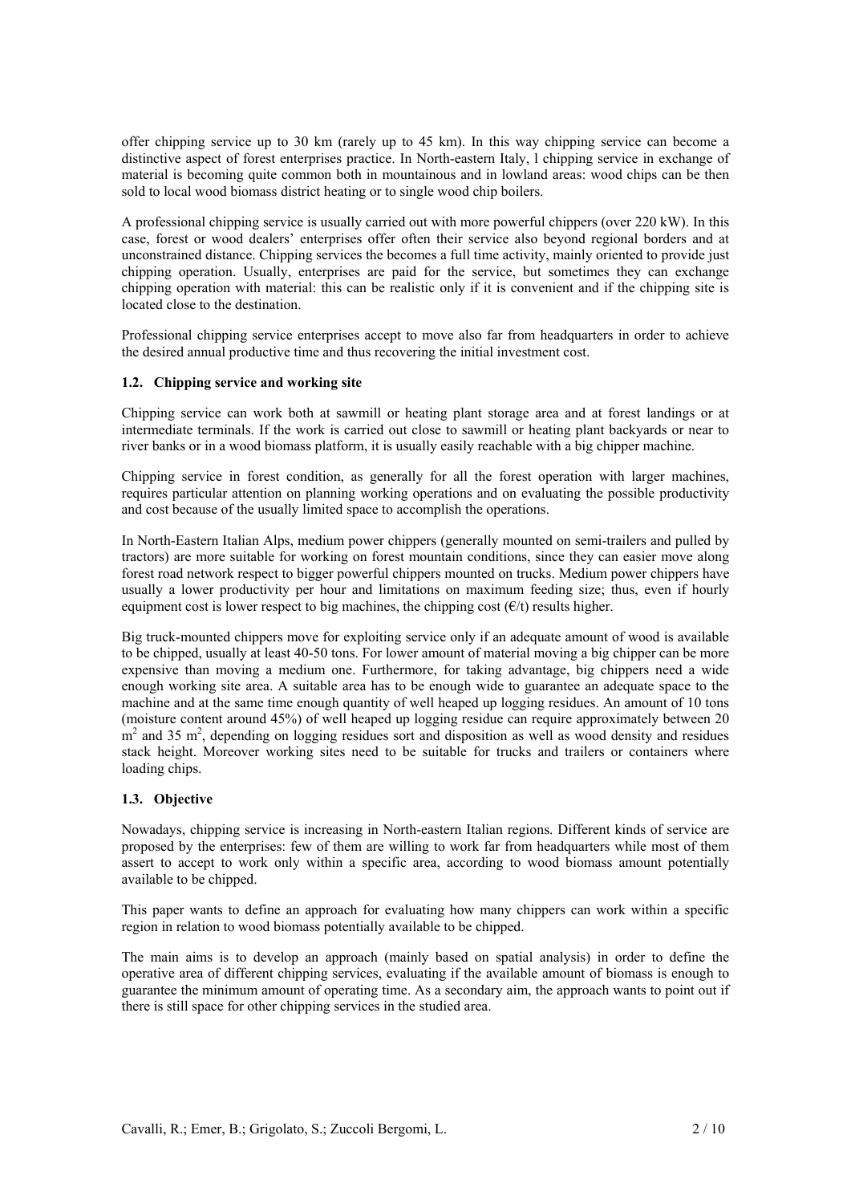offer chipping service up to 30 km (rarely up to 45 km). In this way chipping service can become a distinctive aspect of forest enterprises practice. In North-eastern Italy, l chipping service in exchange of material is becoming quite common both in mountainous and in lowland areas: wood chips can be then sold to local wood biomass district heating or to single wood chip boilers.

A professional chipping service is usually carried out with more powerful chippers (over 220 kW). In this case, forest or wood dealers' enterprises offer often their service also beyond regional borders and at unconstrained distance. Chipping services the becomes a full time activity, mainly oriented to provide just chipping operation. Usually, enterprises are paid for the service, but sometimes they can exchange chipping operation with material: this can be realistic only if it is convenient and if the chipping site is located close to the destination.

Professional chipping service enterprises accept to move also far from headquarters in order to achieve the desired annual productive time and thus recovering the initial investment cost.

### 1.2. Chipping service and working site

Chipping service can work both at sawmill or heating plant storage area and at forest landings or at intermediate terminals. If the work is carried out close to sawmill or heating plant backyards or near to river banks or in a wood biomass platform, it is usually easily reachable with a big chipper machine.

Chipping service in forest condition, as generally for all the forest operation with larger machines, requires particular attention on planning working operations and on evaluating the possible productivity and cost because of the usually limited space to accomplish the operations.

In North-Eastern Italian Alps, medium power chippers (generally mounted on semi-trailers and pulled by tractors) are more suitable for working on forest mountain conditions, since they can easier move along forest road network respect to bigger powerful chippers mounted on trucks. Medium power chippers have usually a lower productivity per hour and limitations on maximum feeding size; thus, even if hourly equipment cost is lower respect to big machines, the chipping cost (€/t) results higher.

Big truck-mounted chippers move for exploiting service only if an adequate amount of wood is available to be chipped, usually at least 40-50 tons. For lower amount of material moving a big chipper can be more expensive than moving a medium one. Furthermore, for taking advantage, big chippers need a wide enough working site area. A suitable area has to be enough wide to guarantee an adequate space to the machine and at the same time enough quantity of well heaped up logging residues. An amount of 10 tons (moisture content around 45%) of well heaped up logging residue can require approximately between 20 $m^2$ and 35 $m^2$, depending on logging residues sort and disposition as well as wood density and residues stack height. Moreover working sites need to be suitable for trucks and trailers or containers where loading chips.

### 1.3. Objective

Nowadays, chipping service is increasing in North-eastern Italian regions. Different kinds of service are proposed by the enterprises: few of them are willing to work far from headquarters while most of them assert to accept to work only within a specific area, according to wood biomass amount potentially available to be chipped.

This paper wants to define an approach for evaluating how many chippers can work within a specific region in relation to wood biomass potentially available to be chipped.

The main aims is to develop an approach (mainly based on spatial analysis) in order to define the operative area of different chipping services, evaluating if the available amount of biomass is enough to guarantee the minimum amount of operating time. As a secondary aim, the approach wants to point out if there is still space for other chipping services in the studied area.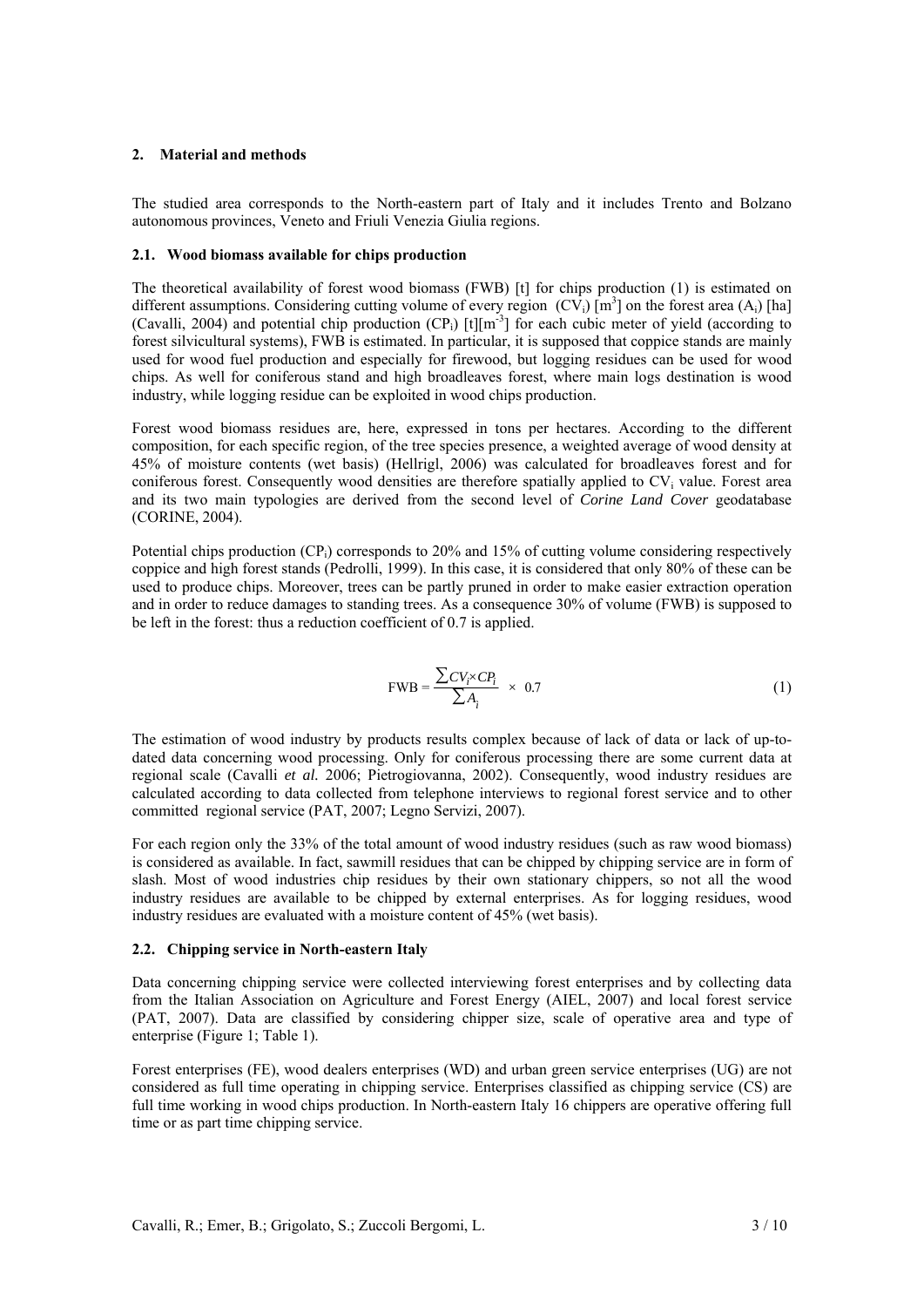## 2. Material and methods

The studied area corresponds to the North-eastern part of Italy and it includes Trento and Bolzano autonomous provinces, Veneto and Friuli Venezia Giulia regions.

### 2.1. Wood biomass available for chips production

The theoretical availability of forest wood biomass (FWB) [t] for chips production (1) is estimated on different assumptions. Considering cutting volume of every region ($CV_i$) [$m^3$] on the forest area ($A_i$) [ha] (Cavalli, 2004) and potential chip production ($CP_i$) [t][$m^{-3}$] for each cubic meter of yield (according to forest silvicultural systems), FWB is estimated. In particular, it is supposed that coppice stands are mainly used for wood fuel production and especially for firewood, but logging residues can be used for wood chips. As well for coniferous stand and high broadleaves forest, where main logs destination is wood industry, while logging residue can be exploited in wood chips production.

Forest wood biomass residues are, here, expressed in tons per hectares. According to the different composition, for each specific region, of the tree species presence, a weighted average of wood density at 45% of moisture contents (wet basis) (Hellrigl, 2006) was calculated for broadleaves forest and for coniferous forest. Consequently wood densities are therefore spatially applied to $CV_i$ value. Forest area and its two main typologies are derived from the second level of *Corine Land Cover* geodatabase (CORINE, 2004).

Potential chips production ($CP_i$) corresponds to 20% and 15% of cutting volume considering respectively coppice and high forest stands (Pedrolli, 1999). In this case, it is considered that only 80% of these can be used to produce chips. Moreover, trees can be partly pruned in order to make easier extraction operation and in order to reduce damages to standing trees. As a consequence 30% of volume (FWB) is supposed to be left in the forest: thus a reduction coefficient of 0.7 is applied.

$$\text{FWB} = \frac{\sum CV_i \times CP_i}{\sum A_i} \times 0.7 \tag{1}$$

The estimation of wood industry by products results complex because of lack of data or lack of up-to-dated data concerning wood processing. Only for coniferous processing there are some current data at regional scale (Cavalli *et al.* 2006; Pietrogiovanna, 2002). Consequently, wood industry residues are calculated according to data collected from telephone interviews to regional forest service and to other committed regional service (PAT, 2007; Legno Servizi, 2007).

For each region only the 33% of the total amount of wood industry residues (such as raw wood biomass) is considered as available. In fact, sawmill residues that can be chipped by chipping service are in form of slash. Most of wood industries chip residues by their own stationary chippers, so not all the wood industry residues are available to be chipped by external enterprises. As for logging residues, wood industry residues are evaluated with a moisture content of 45% (wet basis).

### 2.2. Chipping service in North-eastern Italy

Data concerning chipping service were collected interviewing forest enterprises and by collecting data from the Italian Association on Agriculture and Forest Energy (AIEL, 2007) and local forest service (PAT, 2007). Data are classified by considering chipper size, scale of operative area and type of enterprise (Figure 1; Table 1).

Forest enterprises (FE), wood dealers enterprises (WD) and urban green service enterprises (UG) are not considered as full time operating in chipping service. Enterprises classified as chipping service (CS) are full time working in wood chips production. In North-eastern Italy 16 chippers are operative offering full time or as part time chipping service.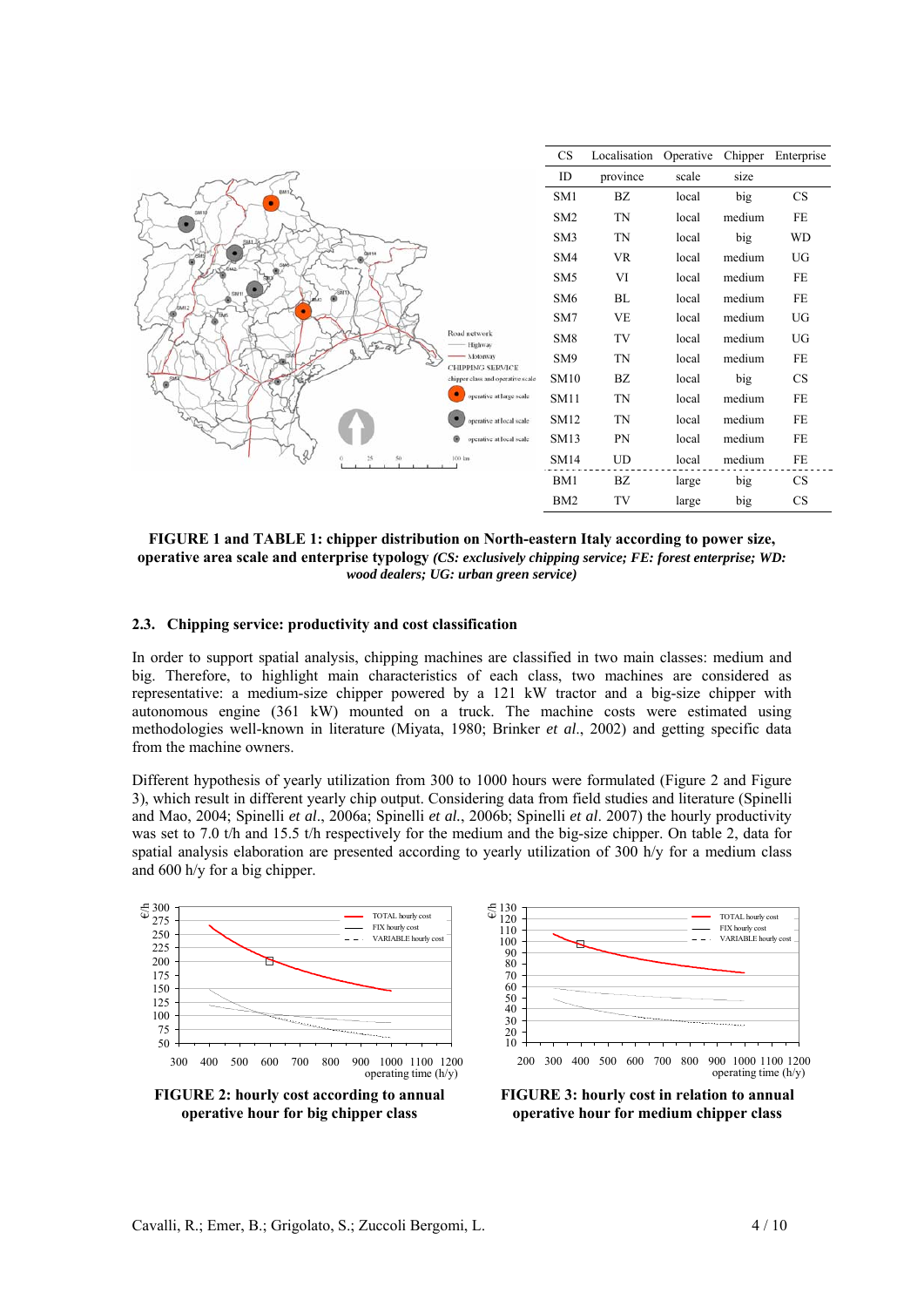| CS | Localisation | Operative | Chipper | Enterprise |
|---|---|---|---|---|
| ID | province | scale | size | |
| SM1 | BZ | local | big | CS |
| SM2 | TN | local | medium | FE |
| SM3 | TN | local | big | WD |
| SM4 | VR | local | medium | UG |
| SM5 | VI | local | medium | FE |
| SM6 | BL | local | medium | FE |
| SM7 | VE | local | medium | UG |
| SM8 | TV | local | medium | UG |
| SM9 | TN | local | medium | FE |
| SM10 | BZ | local | big | CS |
| SM11 | TN | local | medium | FE |
| SM12 | TN | local | medium | FE |
| SM13 | PN | local | medium | FE |
| SM14 | UD | local | medium | FE |
| BM1 | BZ | large | big | CS |
| BM2 | TV | large | big | CS |

**FIGURE 1 and TABLE 1: chipper distribution on North-eastern Italy according to power size, operative area scale and enterprise typology** ***(CS: exclusively chipping service; FE: forest enterprise; WD: wood dealers; UG: urban green service)***

### 2.3. Chipping service: productivity and cost classification

In order to support spatial analysis, chipping machines are classified in two main classes: medium and big. Therefore, to highlight main characteristics of each class, two machines are considered as representative: a medium-size chipper powered by a 121 kW tractor and a big-size chipper with autonomous engine (361 kW) mounted on a truck. The machine costs were estimated using methodologies well-known in literature (Miyata, 1980; Brinker *et al*., 2002) and getting specific data from the machine owners.

Different hypothesis of yearly utilization from 300 to 1000 hours were formulated (Figure 2 and Figure 3), which result in different yearly chip output. Considering data from field studies and literature (Spinelli and Mao, 2004; Spinelli *et al*., 2006a; Spinelli *et al.*, 2006b; Spinelli *et al*. 2007) the hourly productivity was set to 7.0 t/h and 15.5 t/h respectively for the medium and the big-size chipper. On table 2, data for spatial analysis elaboration are presented according to yearly utilization of 300 h/y for a medium class and 600 h/y for a big chipper.

**FIGURE 2: hourly cost according to annual operative hour for big chipper class**

**FIGURE 3: hourly cost in relation to annual operative hour for medium chipper class**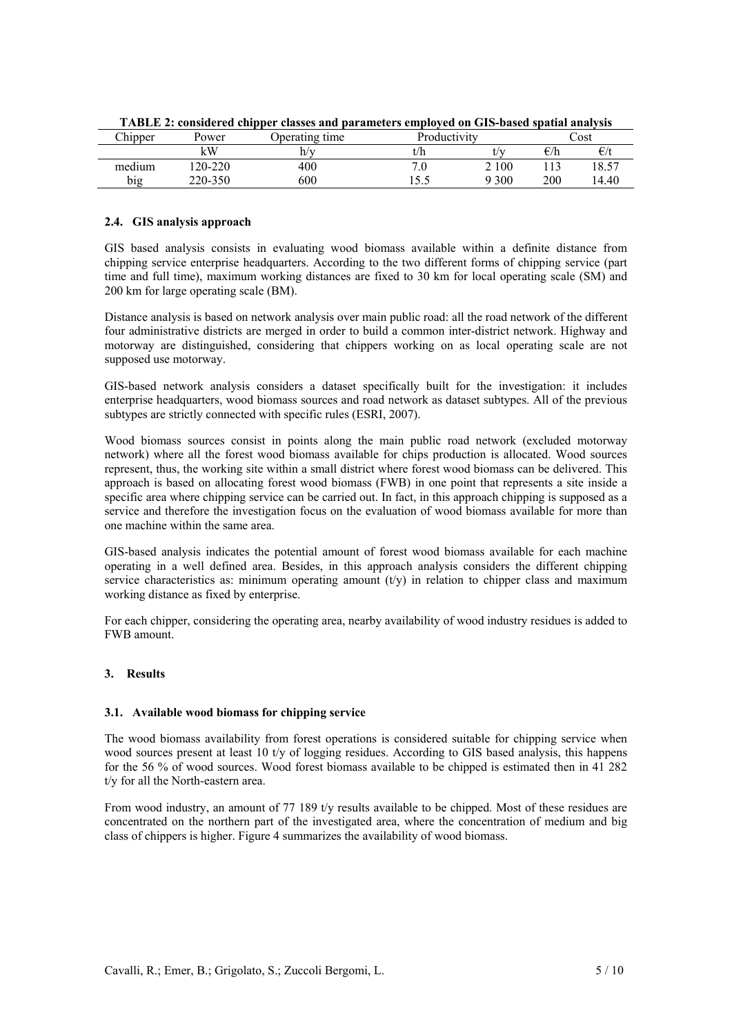**TABLE 2: considered chipper classes and parameters employed on GIS-based spatial analysis**

| Chipper | Power | Operating time | Productivity | | Cost | |
|---|---|---|---|---|---|---|
| | kW | h/y | t/h | t/y | €/h | €/t |
| medium | 120-220 | 400 | 7.0 | 2 100 | 113 | 18.57 |
| big | 220-350 | 600 | 15.5 | 9 300 | 200 | 14.40 |

### 2.4. GIS analysis approach

GIS based analysis consists in evaluating wood biomass available within a definite distance from chipping service enterprise headquarters. According to the two different forms of chipping service (part time and full time), maximum working distances are fixed to 30 km for local operating scale (SM) and 200 km for large operating scale (BM).

Distance analysis is based on network analysis over main public road: all the road network of the different four administrative districts are merged in order to build a common inter-district network. Highway and motorway are distinguished, considering that chippers working on as local operating scale are not supposed use motorway.

GIS-based network analysis considers a dataset specifically built for the investigation: it includes enterprise headquarters, wood biomass sources and road network as dataset subtypes. All of the previous subtypes are strictly connected with specific rules (ESRI, 2007).

Wood biomass sources consist in points along the main public road network (excluded motorway network) where all the forest wood biomass available for chips production is allocated. Wood sources represent, thus, the working site within a small district where forest wood biomass can be delivered. This approach is based on allocating forest wood biomass (FWB) in one point that represents a site inside a specific area where chipping service can be carried out. In fact, in this approach chipping is supposed as a service and therefore the investigation focus on the evaluation of wood biomass available for more than one machine within the same area.

GIS-based analysis indicates the potential amount of forest wood biomass available for each machine operating in a well defined area. Besides, in this approach analysis considers the different chipping service characteristics as: minimum operating amount (t/y) in relation to chipper class and maximum working distance as fixed by enterprise.

For each chipper, considering the operating area, nearby availability of wood industry residues is added to FWB amount.

## 3. Results

### 3.1. Available wood biomass for chipping service

The wood biomass availability from forest operations is considered suitable for chipping service when wood sources present at least 10 t/y of logging residues. According to GIS based analysis, this happens for the 56 % of wood sources. Wood forest biomass available to be chipped is estimated then in 41 282 t/y for all the North-eastern area.

From wood industry, an amount of 77 189 t/y results available to be chipped. Most of these residues are concentrated on the northern part of the investigated area, where the concentration of medium and big class of chippers is higher. Figure 4 summarizes the availability of wood biomass.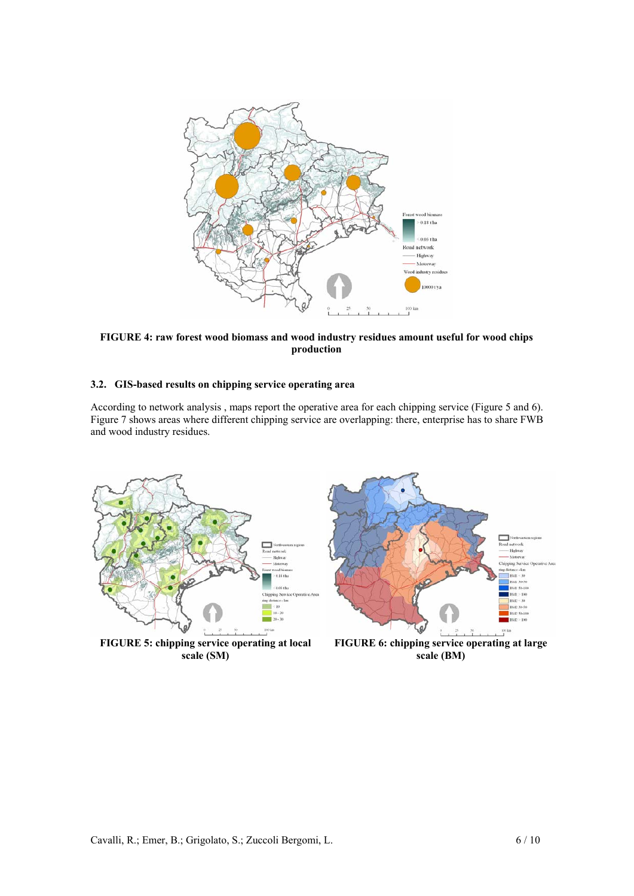**FIGURE 4: raw forest wood biomass and wood industry residues amount useful for wood chips production**

### 3.2. GIS-based results on chipping service operating area

According to network analysis , maps report the operative area for each chipping service (Figure 5 and 6). Figure 7 shows areas where different chipping service are overlapping: there, enterprise has to share FWB and wood industry residues.

**FIGURE 5: chipping service operating at local scale (SM)**

**FIGURE 6: chipping service operating at large scale (BM)**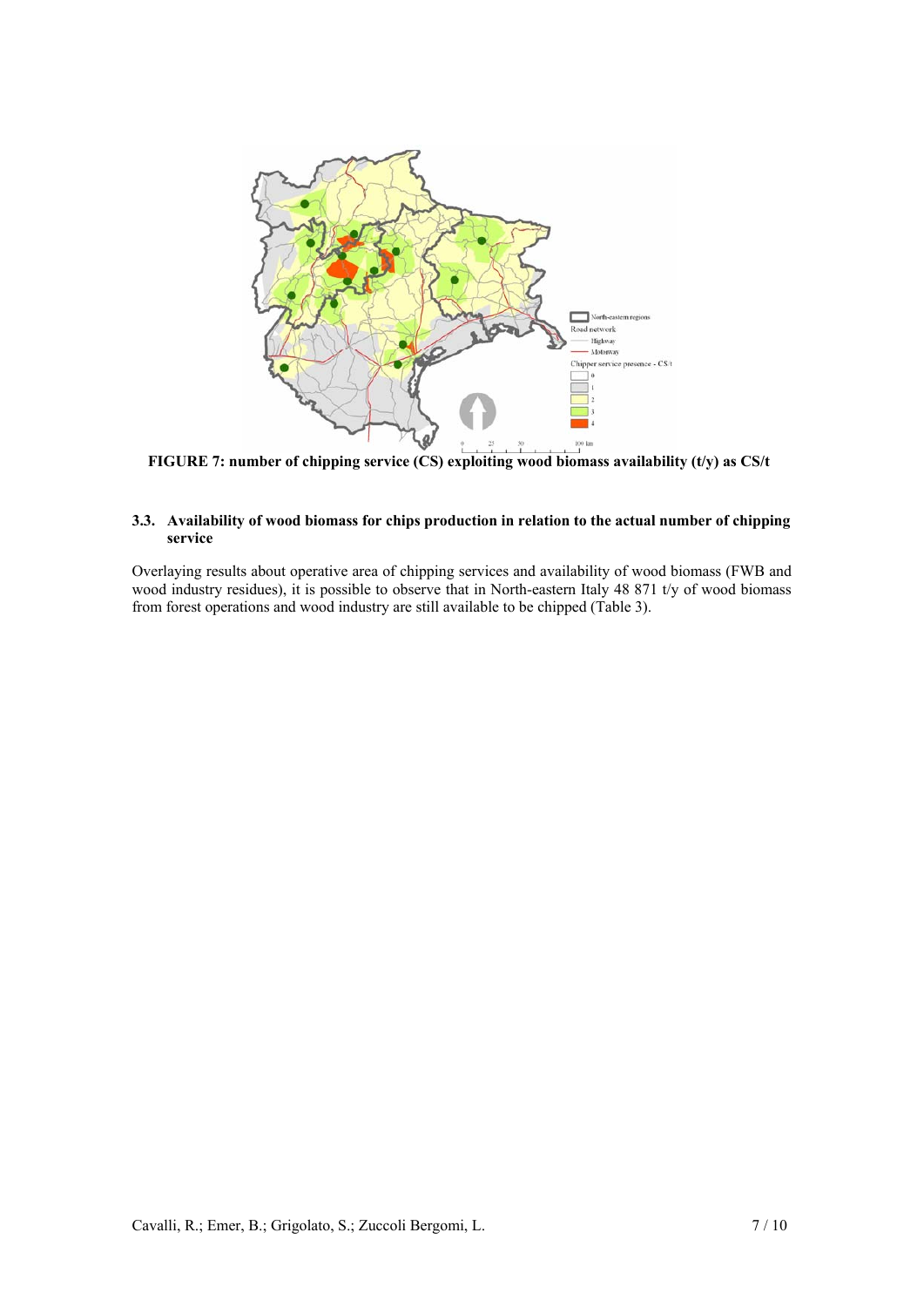FIGURE 7: number of chipping service (CS) exploiting wood biomass availability (t/y) as CS/t

### 3.3. Availability of wood biomass for chips production in relation to the actual number of chipping service

Overlaying results about operative area of chipping services and availability of wood biomass (FWB and wood industry residues), it is possible to observe that in North-eastern Italy 48 871 t/y of wood biomass from forest operations and wood industry are still available to be chipped (Table 3).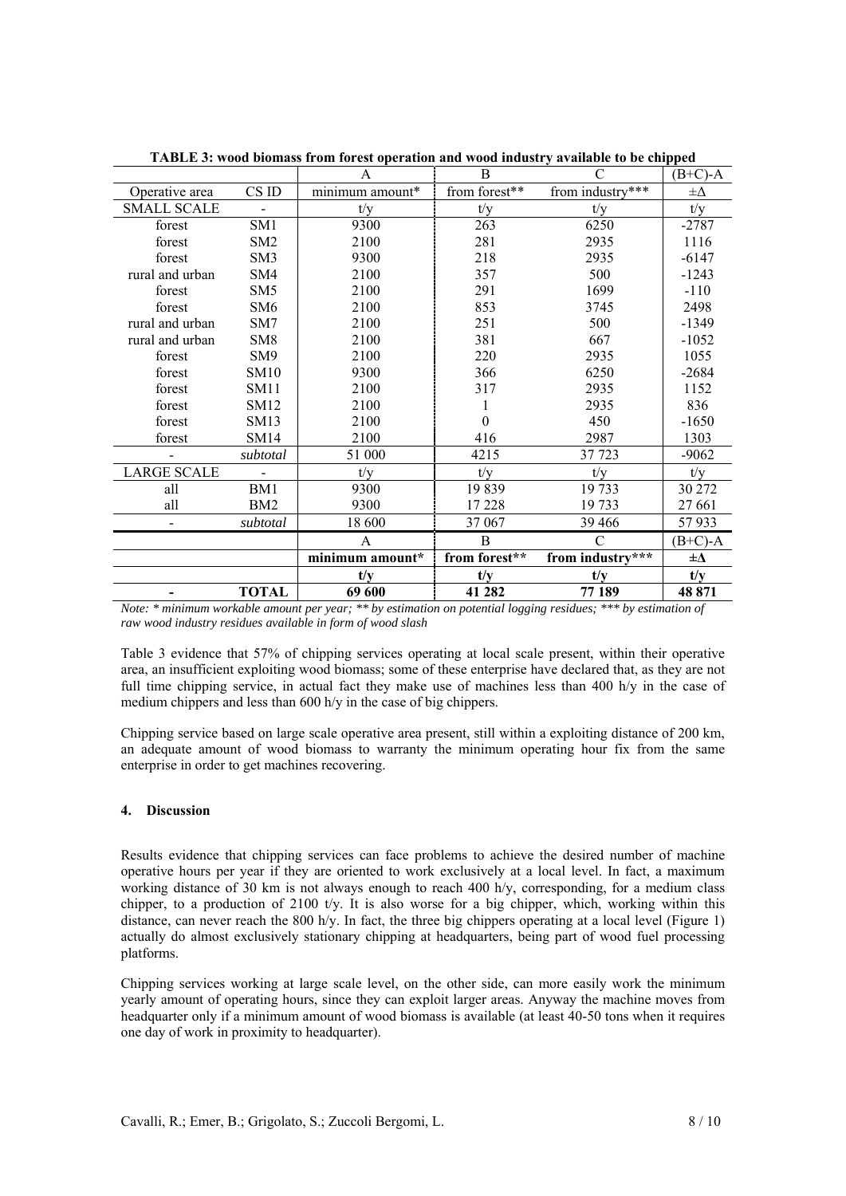**TABLE 3: wood biomass from forest operation and wood industry available to be chipped**

| | | A | B | C | (B+C)-A |
|---|---|---|---|---|---|
| Operative area | CS ID | minimum amount* | from forest** | from industry*** | ±Δ |
| SMALL SCALE | - | t/y | t/y | t/y | t/y |
| forest | SM1 | 9300 | 263 | 6250 | -2787 |
| forest | SM2 | 2100 | 281 | 2935 | 1116 |
| forest | SM3 | 9300 | 218 | 2935 | -6147 |
| rural and urban | SM4 | 2100 | 357 | 500 | -1243 |
| forest | SM5 | 2100 | 291 | 1699 | -110 |
| forest | SM6 | 2100 | 853 | 3745 | 2498 |
| rural and urban | SM7 | 2100 | 251 | 500 | -1349 |
| rural and urban | SM8 | 2100 | 381 | 667 | -1052 |
| forest | SM9 | 2100 | 220 | 2935 | 1055 |
| forest | SM10 | 9300 | 366 | 6250 | -2684 |
| forest | SM11 | 2100 | 317 | 2935 | 1152 |
| forest | SM12 | 2100 | 1 | 2935 | 836 |
| forest | SM13 | 2100 | 0 | 450 | -1650 |
| forest | SM14 | 2100 | 416 | 2987 | 1303 |
| - | *subtotal* | 51 000 | 4215 | 37 723 | -9062 |
| LARGE SCALE | - | t/y | t/y | t/y | t/y |
| all | BM1 | 9300 | 19 839 | 19 733 | 30 272 |
| all | BM2 | 9300 | 17 228 | 19 733 | 27 661 |
| - | *subtotal* | 18 600 | 37 067 | 39 466 | 57 933 |
| | | A | B | C | (B+C)-A |
| | | **minimum amount*** | **from forest**** | **from industry***** | **±Δ** |
| | | **t/y** | **t/y** | **t/y** | **t/y** |
| **-** | **TOTAL** | **69 600** | **41 282** | **77 189** | **48 871** |

*Note: * minimum workable amount per year; ** by estimation on potential logging residues; *** by estimation of raw wood industry residues available in form of wood slash*

Table 3 evidence that 57% of chipping services operating at local scale present, within their operative area, an insufficient exploiting wood biomass; some of these enterprise have declared that, as they are not full time chipping service, in actual fact they make use of machines less than 400 h/y in the case of medium chippers and less than 600 h/y in the case of big chippers.

Chipping service based on large scale operative area present, still within a exploiting distance of 200 km, an adequate amount of wood biomass to warranty the minimum operating hour fix from the same enterprise in order to get machines recovering.

## 4. Discussion

Results evidence that chipping services can face problems to achieve the desired number of machine operative hours per year if they are oriented to work exclusively at a local level. In fact, a maximum working distance of 30 km is not always enough to reach 400 h/y, corresponding, for a medium class chipper, to a production of 2100 t/y. It is also worse for a big chipper, which, working within this distance, can never reach the 800 h/y. In fact, the three big chippers operating at a local level (Figure 1) actually do almost exclusively stationary chipping at headquarters, being part of wood fuel processing platforms.

Chipping services working at large scale level, on the other side, can more easily work the minimum yearly amount of operating hours, since they can exploit larger areas. Anyway the machine moves from headquarter only if a minimum amount of wood biomass is available (at least 40-50 tons when it requires one day of work in proximity to headquarter).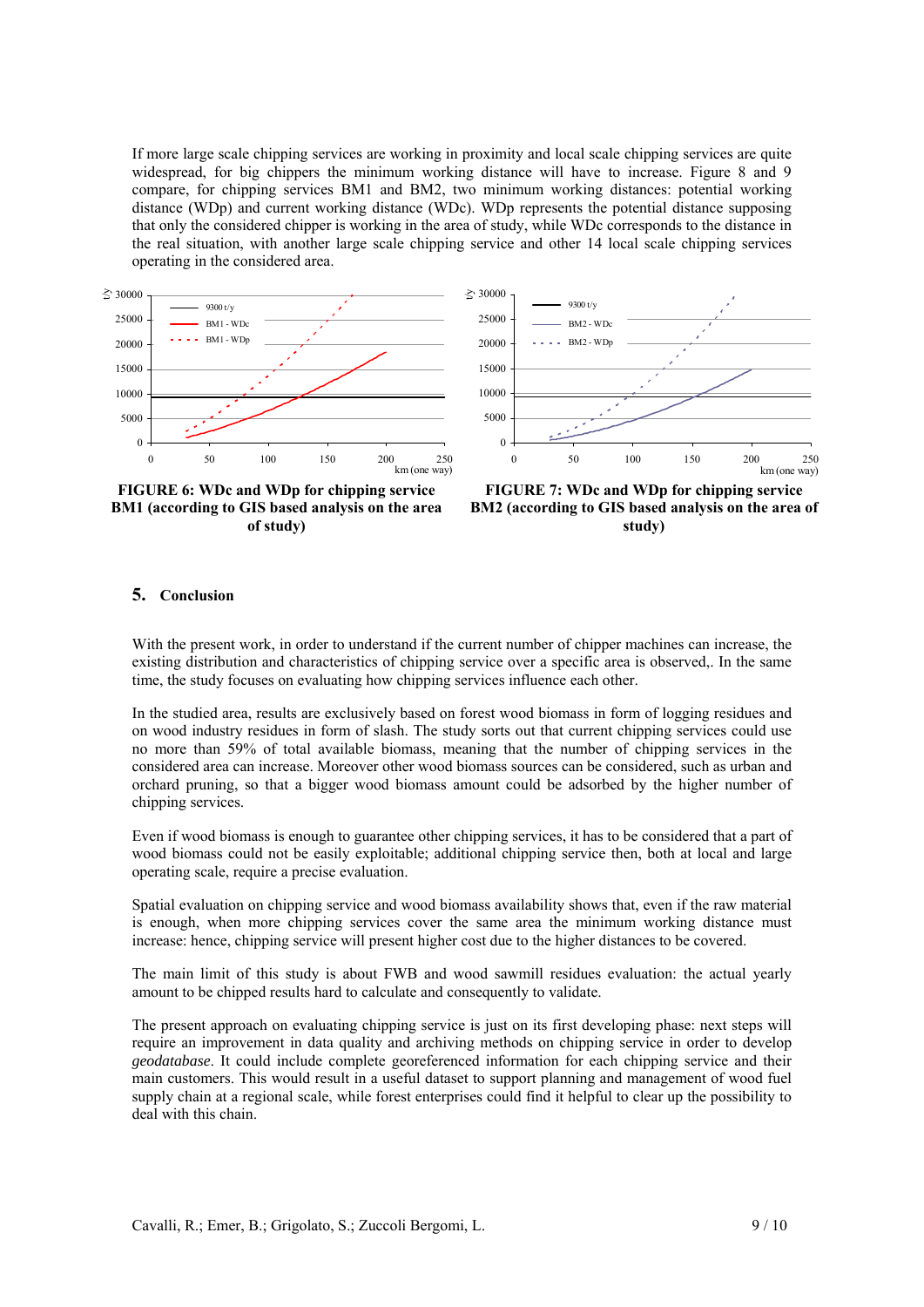If more large scale chipping services are working in proximity and local scale chipping services are quite widespread, for big chippers the minimum working distance will have to increase. Figure 8 and 9 compare, for chipping services BM1 and BM2, two minimum working distances: potential working distance (WDp) and current working distance (WDc). WDp represents the potential distance supposing that only the considered chipper is working in the area of study, while WDc corresponds to the distance in the real situation, with another large scale chipping service and other 14 local scale chipping services operating in the considered area.

**FIGURE 6: WDc and WDp for chipping service BM1 (according to GIS based analysis on the area of study)**

**FIGURE 7: WDc and WDp for chipping service BM2 (according to GIS based analysis on the area of study)**

## 5. Conclusion

With the present work, in order to understand if the current number of chipper machines can increase, the existing distribution and characteristics of chipping service over a specific area is observed,. In the same time, the study focuses on evaluating how chipping services influence each other.

In the studied area, results are exclusively based on forest wood biomass in form of logging residues and on wood industry residues in form of slash. The study sorts out that current chipping services could use no more than 59% of total available biomass, meaning that the number of chipping services in the considered area can increase. Moreover other wood biomass sources can be considered, such as urban and orchard pruning, so that a bigger wood biomass amount could be adsorbed by the higher number of chipping services.

Even if wood biomass is enough to guarantee other chipping services, it has to be considered that a part of wood biomass could not be easily exploitable; additional chipping service then, both at local and large operating scale, require a precise evaluation.

Spatial evaluation on chipping service and wood biomass availability shows that, even if the raw material is enough, when more chipping services cover the same area the minimum working distance must increase: hence, chipping service will present higher cost due to the higher distances to be covered.

The main limit of this study is about FWB and wood sawmill residues evaluation: the actual yearly amount to be chipped results hard to calculate and consequently to validate.

The present approach on evaluating chipping service is just on its first developing phase: next steps will require an improvement in data quality and archiving methods on chipping service in order to develop *geodatabase*. It could include complete georeferenced information for each chipping service and their main customers. This would result in a useful dataset to support planning and management of wood fuel supply chain at a regional scale, while forest enterprises could find it helpful to clear up the possibility to deal with this chain.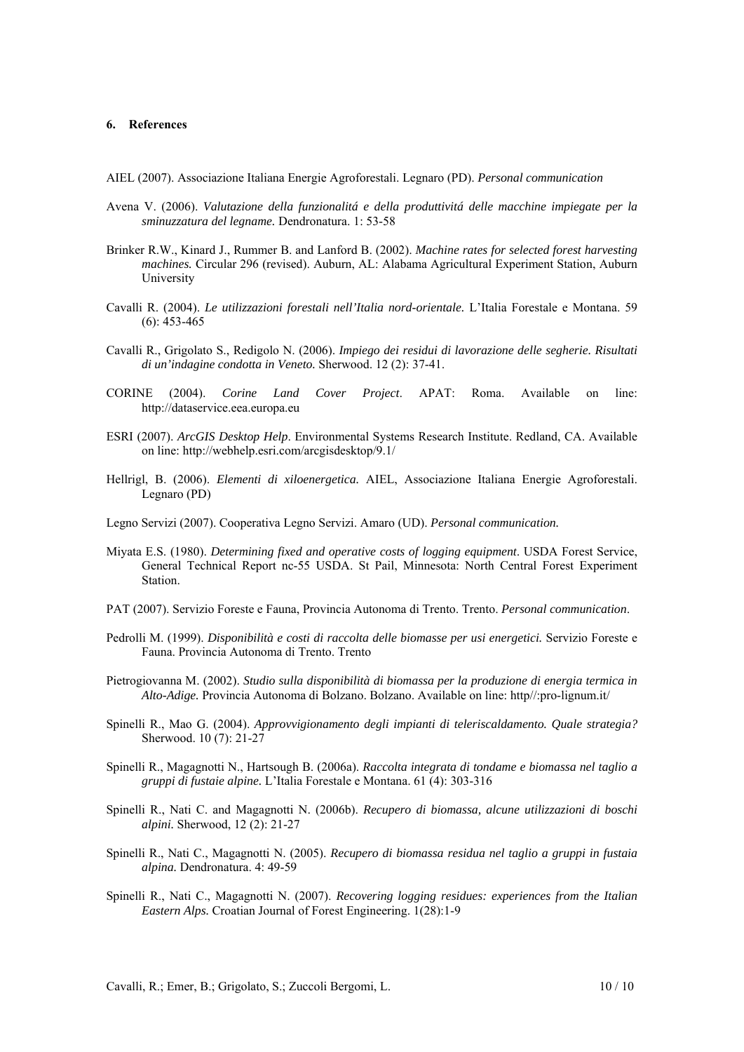## 6. References

AIEL (2007). Associazione Italiana Energie Agroforestali. Legnaro (PD). *Personal communication*

Avena V. (2006). *Valutazione della funzionalitá e della produttivitá delle macchine impiegate per la sminuzzatura del legname.* Dendronatura. 1: 53-58

Brinker R.W., Kinard J., Rummer B. and Lanford B. (2002). *Machine rates for selected forest harvesting machines.* Circular 296 (revised). Auburn, AL: Alabama Agricultural Experiment Station, Auburn University

Cavalli R. (2004). *Le utilizzazioni forestali nell'Italia nord-orientale.* L'Italia Forestale e Montana. 59 (6): 453-465

Cavalli R., Grigolato S., Redigolo N. (2006). *Impiego dei residui di lavorazione delle segherie. Risultati di un'indagine condotta in Veneto.* Sherwood. 12 (2): 37-41.

CORINE (2004). *Corine Land Cover Project*. APAT: Roma. Available on line: http://dataservice.eea.europa.eu

ESRI (2007). *ArcGIS Desktop Help*. Environmental Systems Research Institute. Redland, CA. Available on line: http://webhelp.esri.com/arcgisdesktop/9.1/

Hellrigl, B. (2006). *Elementi di xiloenergetica.* AIEL, Associazione Italiana Energie Agroforestali. Legnaro (PD)

Legno Servizi (2007). Cooperativa Legno Servizi. Amaro (UD). *Personal communication.*

Miyata E.S. (1980). *Determining fixed and operative costs of logging equipment*. USDA Forest Service, General Technical Report nc-55 USDA. St Pail, Minnesota: North Central Forest Experiment Station.

PAT (2007). Servizio Foreste e Fauna, Provincia Autonoma di Trento. Trento. *Personal communication*.

Pedrolli M. (1999). *Disponibilità e costi di raccolta delle biomasse per usi energetici.* Servizio Foreste e Fauna. Provincia Autonoma di Trento. Trento

Pietrogiovanna M. (2002). *Studio sulla disponibilità di biomassa per la produzione di energia termica in Alto-Adige.* Provincia Autonoma di Bolzano. Bolzano. Available on line: http//:pro-lignum.it/

Spinelli R., Mao G. (2004). *Approvvigionamento degli impianti di teleriscaldamento. Quale strategia?* Sherwood. 10 (7): 21-27

Spinelli R., Magagnotti N., Hartsough B. (2006a). *Raccolta integrata di tondame e biomassa nel taglio a gruppi di fustaie alpine.* L'Italia Forestale e Montana. 61 (4): 303-316

Spinelli R., Nati C. and Magagnotti N. (2006b). *Recupero di biomassa, alcune utilizzazioni di boschi alpini.* Sherwood, 12 (2): 21-27

Spinelli R., Nati C., Magagnotti N. (2005). *Recupero di biomassa residua nel taglio a gruppi in fustaia alpina.* Dendronatura. 4: 49-59

Spinelli R., Nati C., Magagnotti N. (2007). *Recovering logging residues: experiences from the Italian Eastern Alps.* Croatian Journal of Forest Engineering. 1(28):1-9